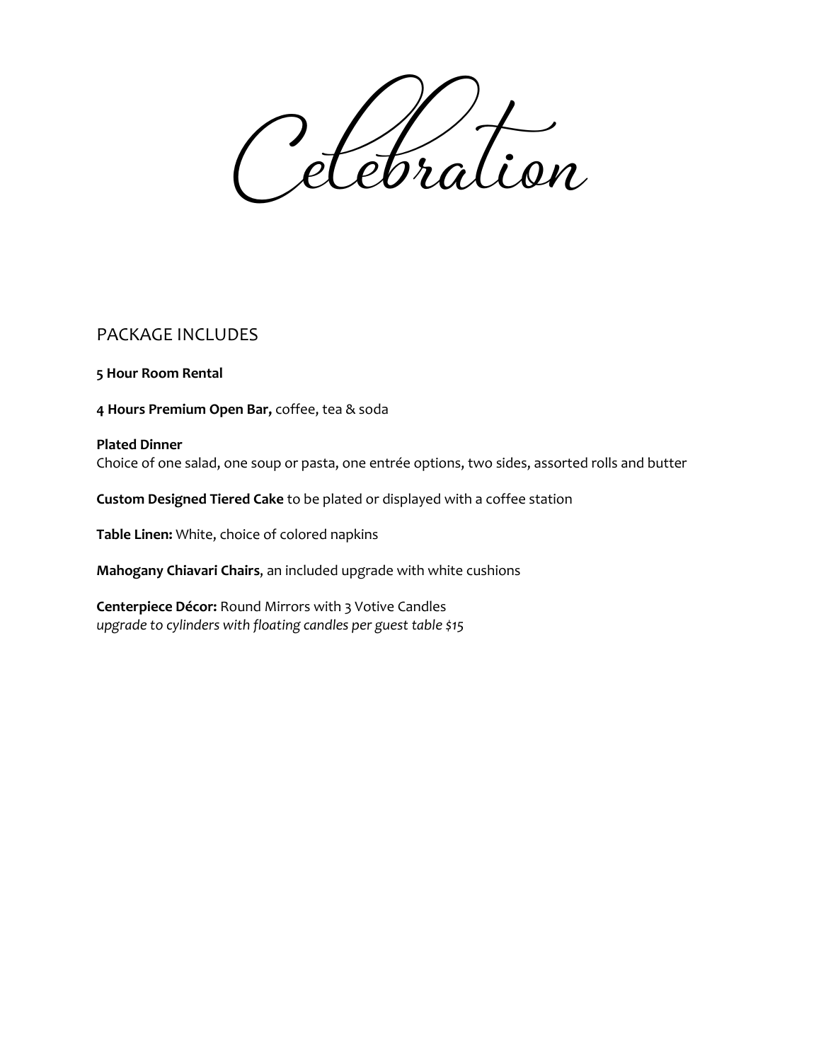# Celebration

## PACKAGE INCLUDES

**5 Hour Room Rental**

**4 Hours Premium Open Bar,** coffee, tea & soda

**Plated Dinner**
Choice of one salad, one soup or pasta, one entrée options, two sides, assorted rolls and butter

**Custom Designed Tiered Cake** to be plated or displayed with a coffee station

**Table Linen:** White, choice of colored napkins

**Mahogany Chiavari Chairs**, an included upgrade with white cushions

**Centerpiece Décor:** Round Mirrors with 3 Votive Candles
*upgrade to cylinders with floating candles per guest table $15*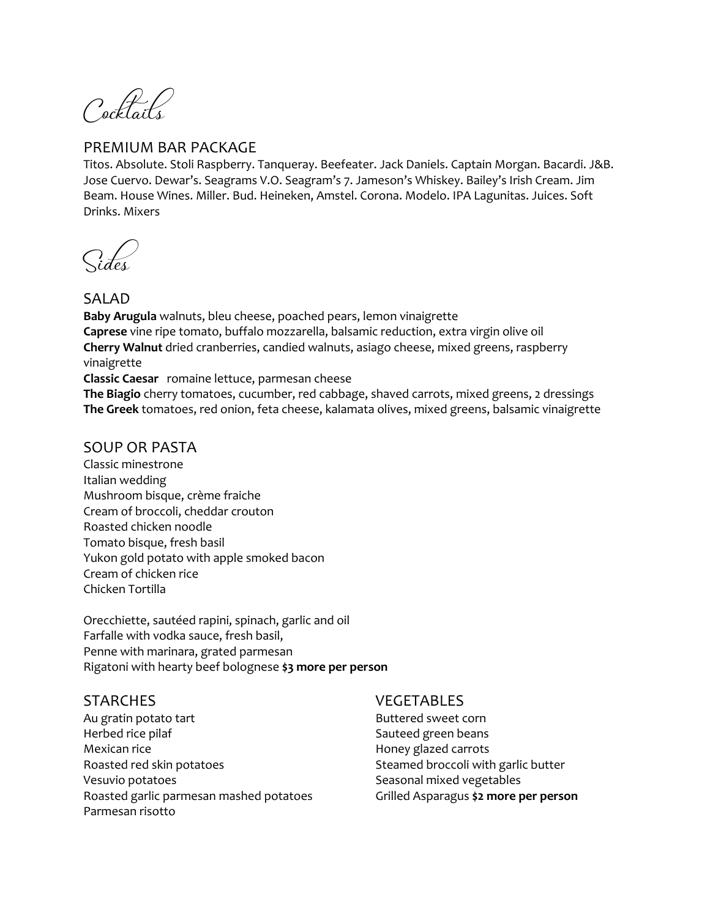# Cocktails

## PREMIUM BAR PACKAGE

Titos. Absolute. Stoli Raspberry. Tanqueray. Beefeater. Jack Daniels. Captain Morgan. Bacardi. J&B. Jose Cuervo. Dewar's. Seagrams V.O. Seagram's 7. Jameson's Whiskey. Bailey's Irish Cream. Jim Beam. House Wines. Miller. Bud. Heineken, Amstel. Corona. Modelo. IPA Lagunitas. Juices. Soft Drinks. Mixers

# Sides

## SALAD

**Baby Arugula** walnuts, bleu cheese, poached pears, lemon vinaigrette
**Caprese** vine ripe tomato, buffalo mozzarella, balsamic reduction, extra virgin olive oil
**Cherry Walnut** dried cranberries, candied walnuts, asiago cheese, mixed greens, raspberry vinaigrette
**Classic Caesar** romaine lettuce, parmesan cheese
**The Biagio** cherry tomatoes, cucumber, red cabbage, shaved carrots, mixed greens, 2 dressings
**The Greek** tomatoes, red onion, feta cheese, kalamata olives, mixed greens, balsamic vinaigrette

## SOUP OR PASTA

Classic minestrone
Italian wedding
Mushroom bisque, crème fraiche
Cream of broccoli, cheddar crouton
Roasted chicken noodle
Tomato bisque, fresh basil
Yukon gold potato with apple smoked bacon
Cream of chicken rice
Chicken Tortilla

Orecchiette, sautéed rapini, spinach, garlic and oil
Farfalle with vodka sauce, fresh basil,
Penne with marinara, grated parmesan
Rigatoni with hearty beef bolognese **$3 more per person**

## STARCHES

Au gratin potato tart
Herbed rice pilaf
Mexican rice
Roasted red skin potatoes
Vesuvio potatoes
Roasted garlic parmesan mashed potatoes
Parmesan risotto

## VEGETABLES

Buttered sweet corn
Sauteed green beans
Honey glazed carrots
Steamed broccoli with garlic butter
Seasonal mixed vegetables
Grilled Asparagus **$2 more per person**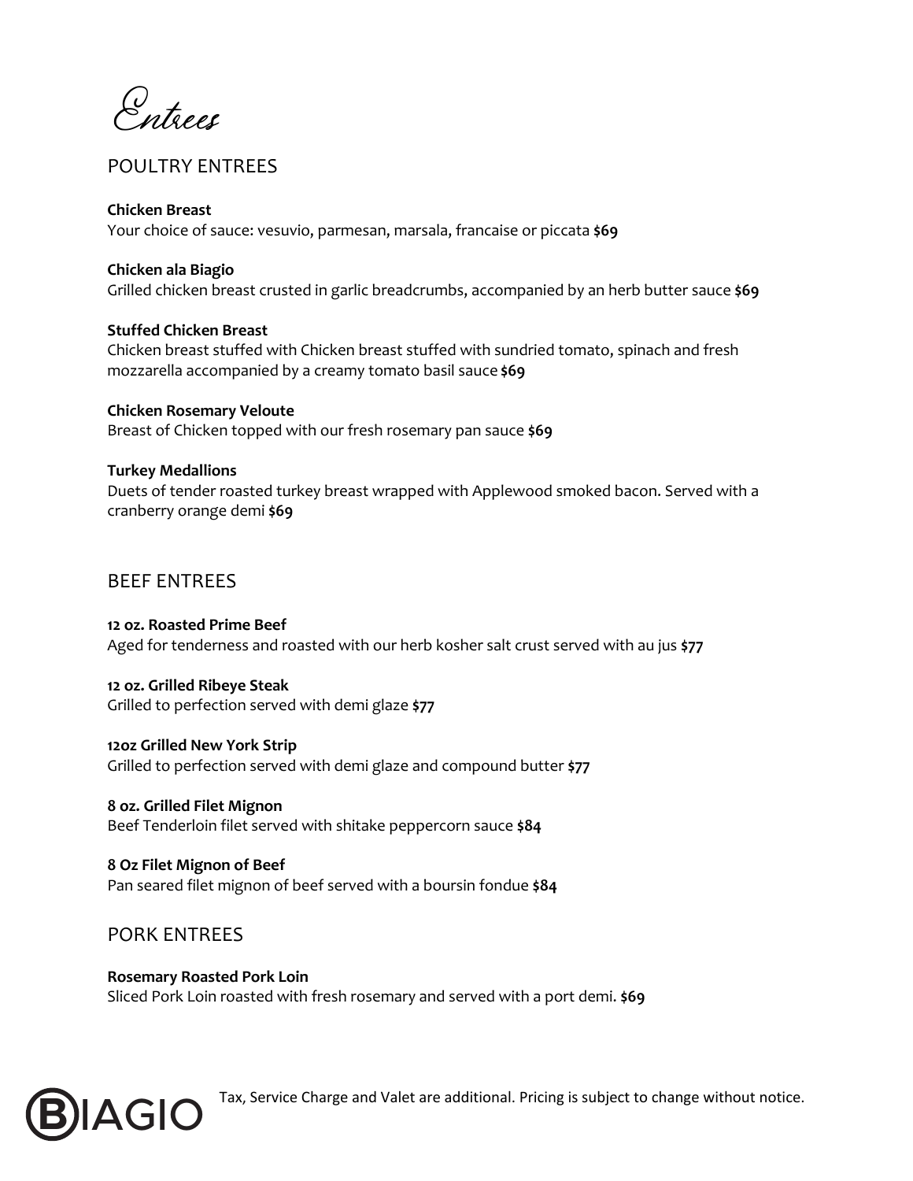# Entrees

## POULTRY ENTREES

**Chicken Breast**
Your choice of sauce: vesuvio, parmesan, marsala, francaise or piccata **$69**

**Chicken ala Biagio**
Grilled chicken breast crusted in garlic breadcrumbs, accompanied by an herb butter sauce **$69**

**Stuffed Chicken Breast**
Chicken breast stuffed with Chicken breast stuffed with sundried tomato, spinach and fresh mozzarella accompanied by a creamy tomato basil sauce **$69**

**Chicken Rosemary Veloute**
Breast of Chicken topped with our fresh rosemary pan sauce **$69**

**Turkey Medallions**
Duets of tender roasted turkey breast wrapped with Applewood smoked bacon. Served with a cranberry orange demi **$69**

## BEEF ENTREES

**12 oz. Roasted Prime Beef**
Aged for tenderness and roasted with our herb kosher salt crust served with au jus **$77**

**12 oz. Grilled Ribeye Steak**
Grilled to perfection served with demi glaze **$77**

**12oz Grilled New York Strip**
Grilled to perfection served with demi glaze and compound butter **$77**

**8 oz. Grilled Filet Mignon**
Beef Tenderloin filet served with shitake peppercorn sauce **$84**

**8 Oz Filet Mignon of Beef**
Pan seared filet mignon of beef served with a boursin fondue **$84**

## PORK ENTREES

**Rosemary Roasted Pork Loin**
Sliced Pork Loin roasted with fresh rosemary and served with a port demi. **$69**

BIAGIO

Tax, Service Charge and Valet are additional. Pricing is subject to change without notice.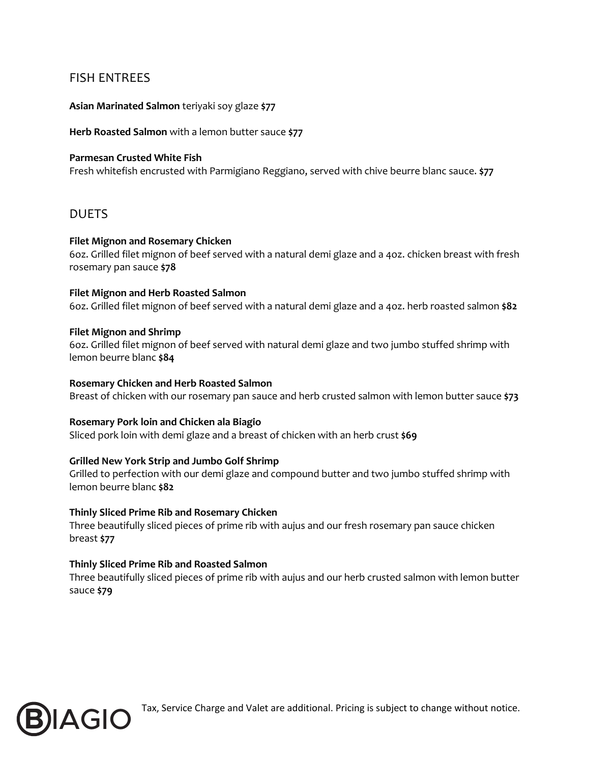## FISH ENTREES

**Asian Marinated Salmon** teriyaki soy glaze **$77**

**Herb Roasted Salmon** with a lemon butter sauce **$77**

**Parmesan Crusted White Fish**
Fresh whitefish encrusted with Parmigiano Reggiano, served with chive beurre blanc sauce. **$77**

## DUETS

**Filet Mignon and Rosemary Chicken**
6oz. Grilled filet mignon of beef served with a natural demi glaze and a 4oz. chicken breast with fresh rosemary pan sauce **$78**

**Filet Mignon and Herb Roasted Salmon**
6oz. Grilled filet mignon of beef served with a natural demi glaze and a 4oz. herb roasted salmon **$82**

**Filet Mignon and Shrimp**
6oz. Grilled filet mignon of beef served with natural demi glaze and two jumbo stuffed shrimp with lemon beurre blanc **$84**

**Rosemary Chicken and Herb Roasted Salmon**
Breast of chicken with our rosemary pan sauce and herb crusted salmon with lemon butter sauce **$73**

**Rosemary Pork loin and Chicken ala Biagio**
Sliced pork loin with demi glaze and a breast of chicken with an herb crust **$69**

**Grilled New York Strip and Jumbo Golf Shrimp**
Grilled to perfection with our demi glaze and compound butter and two jumbo stuffed shrimp with lemon beurre blanc **$82**

**Thinly Sliced Prime Rib and Rosemary Chicken**
Three beautifully sliced pieces of prime rib with aujus and our fresh rosemary pan sauce chicken breast **$77**

**Thinly Sliced Prime Rib and Roasted Salmon**
Three beautifully sliced pieces of prime rib with aujus and our herb crusted salmon with lemon butter sauce **$79**

BIAGIO

Tax, Service Charge and Valet are additional. Pricing is subject to change without notice.